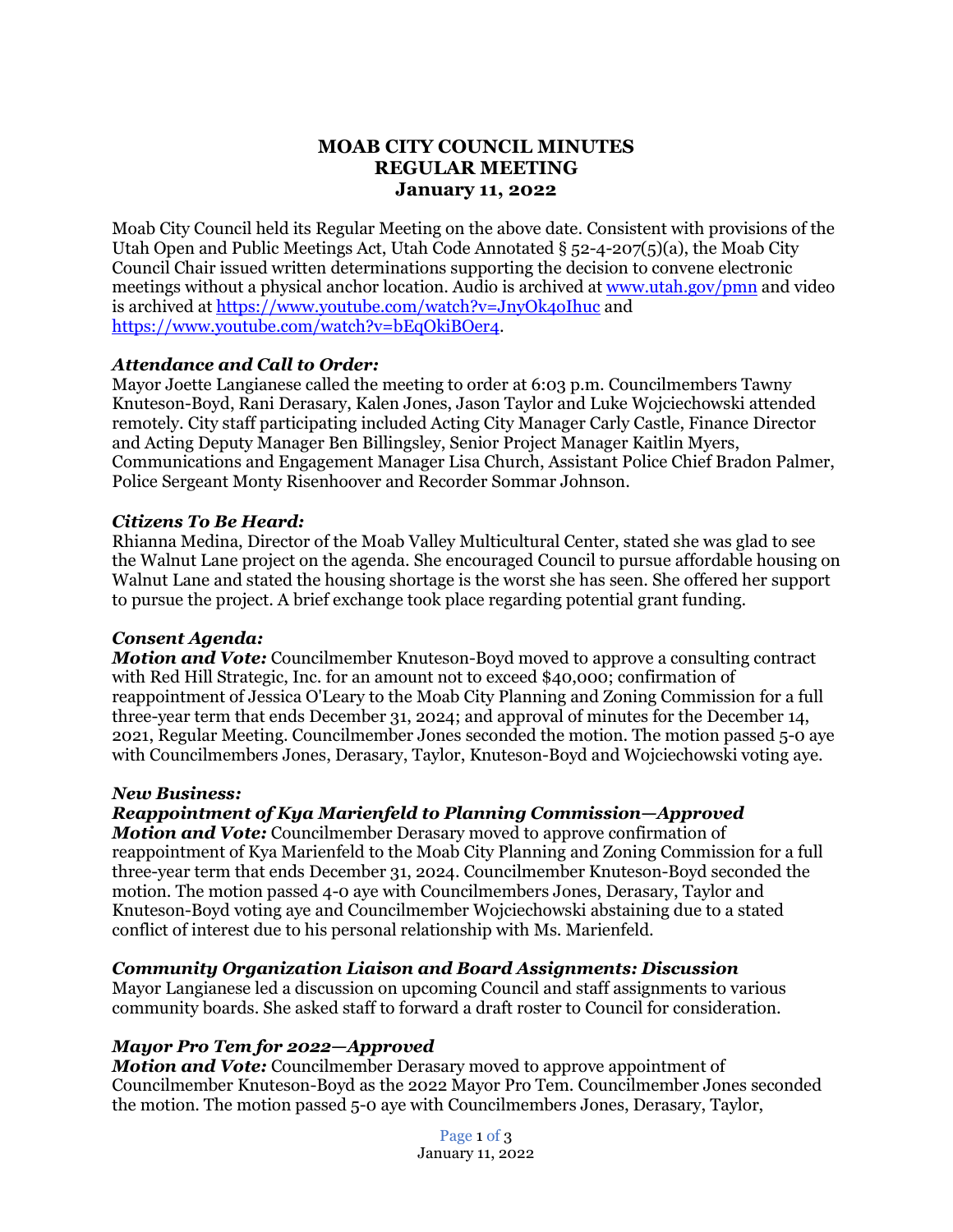# MOAB CITY COUNCIL MINUTES
## REGULAR MEETING
### January 11, 2022

Moab City Council held its Regular Meeting on the above date. Consistent with provisions of the Utah Open and Public Meetings Act, Utah Code Annotated § 52-4-207(5)(a), the Moab City Council Chair issued written determinations supporting the decision to convene electronic meetings without a physical anchor location. Audio is archived at [www.utah.gov/pmn](www.utah.gov/pmn) and video is archived at [https://www.youtube.com/watch?v=JnyOk4oIhuc](https://www.youtube.com/watch?v=JnyOk4oIhuc) and [https://www.youtube.com/watch?v=bEqOkiBOer4](https://www.youtube.com/watch?v=bEqOkiBOer4).

***Attendance and Call to Order:***
Mayor Joette Langianese called the meeting to order at 6:03 p.m. Councilmembers Tawny Knuteson-Boyd, Rani Derasary, Kalen Jones, Jason Taylor and Luke Wojciechowski attended remotely. City staff participating included Acting City Manager Carly Castle, Finance Director and Acting Deputy Manager Ben Billingsley, Senior Project Manager Kaitlin Myers, Communications and Engagement Manager Lisa Church, Assistant Police Chief Bradon Palmer, Police Sergeant Monty Risenhoover and Recorder Sommar Johnson.

***Citizens To Be Heard:***
Rhianna Medina, Director of the Moab Valley Multicultural Center, stated she was glad to see the Walnut Lane project on the agenda. She encouraged Council to pursue affordable housing on Walnut Lane and stated the housing shortage is the worst she has seen. She offered her support to pursue the project. A brief exchange took place regarding potential grant funding.

***Consent Agenda:***
***Motion and Vote:*** Councilmember Knuteson-Boyd moved to approve a consulting contract with Red Hill Strategic, Inc. for an amount not to exceed $40,000; confirmation of reappointment of Jessica O'Leary to the Moab City Planning and Zoning Commission for a full three-year term that ends December 31, 2024; and approval of minutes for the December 14, 2021, Regular Meeting. Councilmember Jones seconded the motion. The motion passed 5-0 aye with Councilmembers Jones, Derasary, Taylor, Knuteson-Boyd and Wojciechowski voting aye.

***New Business:***
***Reappointment of Kya Marienfeld to Planning Commission—Approved***
***Motion and Vote:*** Councilmember Derasary moved to approve confirmation of reappointment of Kya Marienfeld to the Moab City Planning and Zoning Commission for a full three-year term that ends December 31, 2024. Councilmember Knuteson-Boyd seconded the motion. The motion passed 4-0 aye with Councilmembers Jones, Derasary, Taylor and Knuteson-Boyd voting aye and Councilmember Wojciechowski abstaining due to a stated conflict of interest due to his personal relationship with Ms. Marienfeld.

***Community Organization Liaison and Board Assignments: Discussion***
Mayor Langianese led a discussion on upcoming Council and staff assignments to various community boards. She asked staff to forward a draft roster to Council for consideration.

***Mayor Pro Tem for 2022—Approved***
***Motion and Vote:*** Councilmember Derasary moved to approve appointment of Councilmember Knuteson-Boyd as the 2022 Mayor Pro Tem. Councilmember Jones seconded the motion. The motion passed 5-0 aye with Councilmembers Jones, Derasary, Taylor,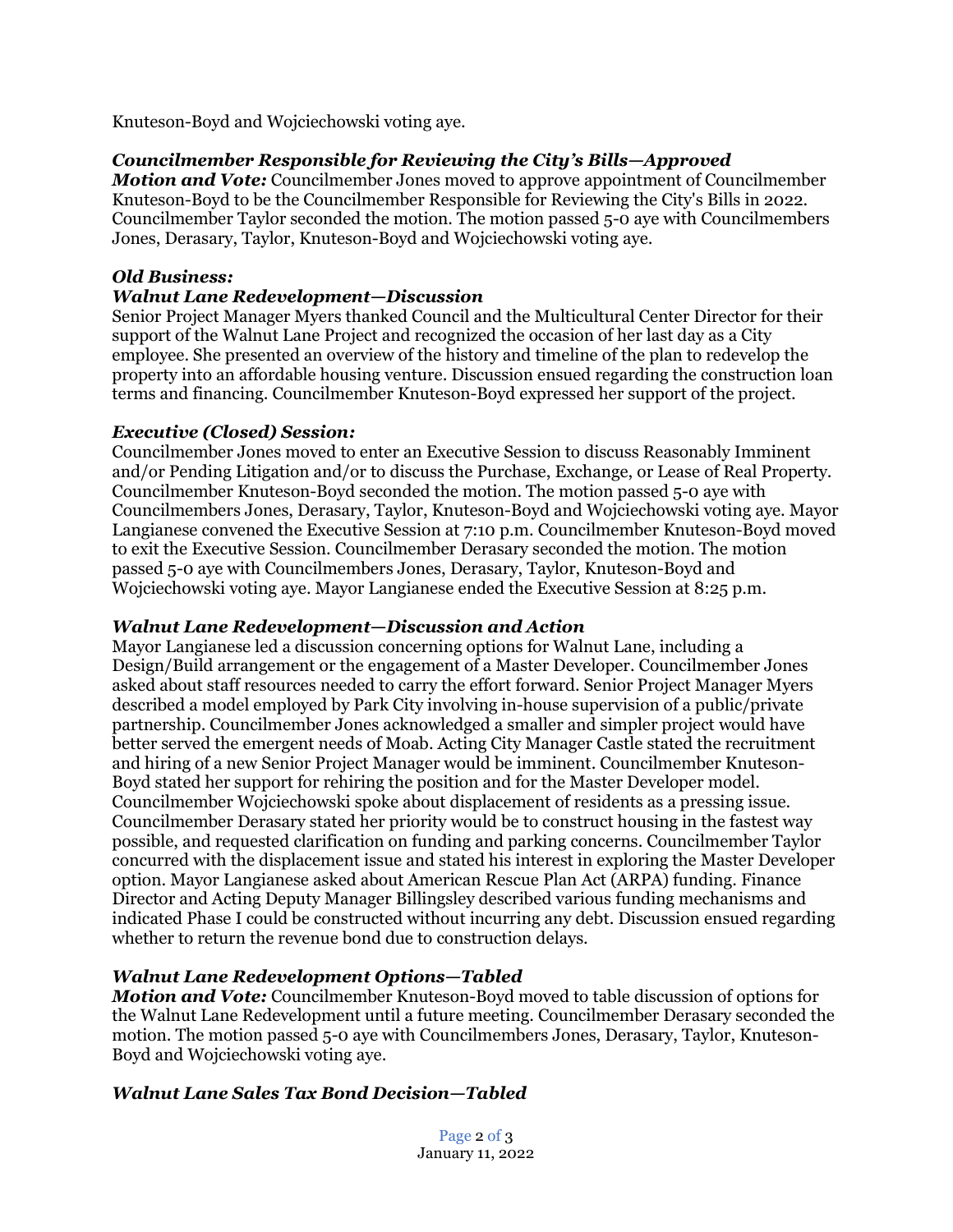Knuteson-Boyd and Wojciechowski voting aye.

***Councilmember Responsible for Reviewing the City's Bills—Approved***

***Motion and Vote:*** Councilmember Jones moved to approve appointment of Councilmember Knuteson-Boyd to be the Councilmember Responsible for Reviewing the City's Bills in 2022. Councilmember Taylor seconded the motion. The motion passed 5-0 aye with Councilmembers Jones, Derasary, Taylor, Knuteson-Boyd and Wojciechowski voting aye.

***Old Business:***

***Walnut Lane Redevelopment—Discussion***

Senior Project Manager Myers thanked Council and the Multicultural Center Director for their support of the Walnut Lane Project and recognized the occasion of her last day as a City employee. She presented an overview of the history and timeline of the plan to redevelop the property into an affordable housing venture. Discussion ensued regarding the construction loan terms and financing. Councilmember Knuteson-Boyd expressed her support of the project.

***Executive (Closed) Session:***

Councilmember Jones moved to enter an Executive Session to discuss Reasonably Imminent and/or Pending Litigation and/or to discuss the Purchase, Exchange, or Lease of Real Property. Councilmember Knuteson-Boyd seconded the motion. The motion passed 5-0 aye with Councilmembers Jones, Derasary, Taylor, Knuteson-Boyd and Wojciechowski voting aye. Mayor Langianese convened the Executive Session at 7:10 p.m. Councilmember Knuteson-Boyd moved to exit the Executive Session. Councilmember Derasary seconded the motion. The motion passed 5-0 aye with Councilmembers Jones, Derasary, Taylor, Knuteson-Boyd and Wojciechowski voting aye. Mayor Langianese ended the Executive Session at 8:25 p.m.

***Walnut Lane Redevelopment—Discussion and Action***

Mayor Langianese led a discussion concerning options for Walnut Lane, including a Design/Build arrangement or the engagement of a Master Developer. Councilmember Jones asked about staff resources needed to carry the effort forward. Senior Project Manager Myers described a model employed by Park City involving in-house supervision of a public/private partnership. Councilmember Jones acknowledged a smaller and simpler project would have better served the emergent needs of Moab. Acting City Manager Castle stated the recruitment and hiring of a new Senior Project Manager would be imminent. Councilmember Knuteson-Boyd stated her support for rehiring the position and for the Master Developer model. Councilmember Wojciechowski spoke about displacement of residents as a pressing issue. Councilmember Derasary stated her priority would be to construct housing in the fastest way possible, and requested clarification on funding and parking concerns. Councilmember Taylor concurred with the displacement issue and stated his interest in exploring the Master Developer option. Mayor Langianese asked about American Rescue Plan Act (ARPA) funding. Finance Director and Acting Deputy Manager Billingsley described various funding mechanisms and indicated Phase I could be constructed without incurring any debt. Discussion ensued regarding whether to return the revenue bond due to construction delays.

***Walnut Lane Redevelopment Options—Tabled***

***Motion and Vote:*** Councilmember Knuteson-Boyd moved to table discussion of options for the Walnut Lane Redevelopment until a future meeting. Councilmember Derasary seconded the motion. The motion passed 5-0 aye with Councilmembers Jones, Derasary, Taylor, Knuteson-Boyd and Wojciechowski voting aye.

***Walnut Lane Sales Tax Bond Decision—Tabled***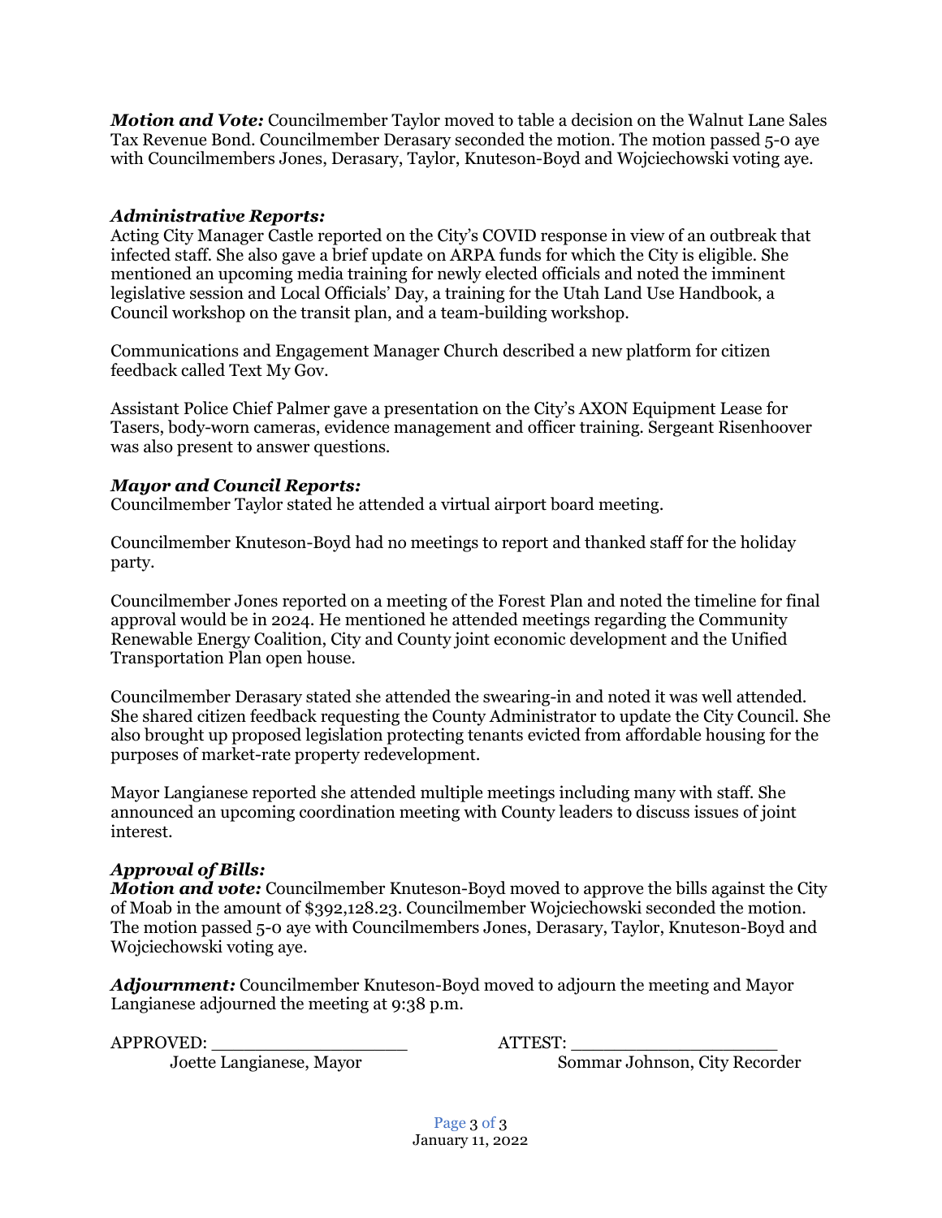***Motion and Vote:*** Councilmember Taylor moved to table a decision on the Walnut Lane Sales Tax Revenue Bond. Councilmember Derasary seconded the motion. The motion passed 5-0 aye with Councilmembers Jones, Derasary, Taylor, Knuteson-Boyd and Wojciechowski voting aye.

***Administrative Reports:***
Acting City Manager Castle reported on the City's COVID response in view of an outbreak that infected staff. She also gave a brief update on ARPA funds for which the City is eligible. She mentioned an upcoming media training for newly elected officials and noted the imminent legislative session and Local Officials' Day, a training for the Utah Land Use Handbook, a Council workshop on the transit plan, and a team-building workshop.

Communications and Engagement Manager Church described a new platform for citizen feedback called Text My Gov.

Assistant Police Chief Palmer gave a presentation on the City's AXON Equipment Lease for Tasers, body-worn cameras, evidence management and officer training. Sergeant Risenhoover was also present to answer questions.

***Mayor and Council Reports:***
Councilmember Taylor stated he attended a virtual airport board meeting.

Councilmember Knuteson-Boyd had no meetings to report and thanked staff for the holiday party.

Councilmember Jones reported on a meeting of the Forest Plan and noted the timeline for final approval would be in 2024. He mentioned he attended meetings regarding the Community Renewable Energy Coalition, City and County joint economic development and the Unified Transportation Plan open house.

Councilmember Derasary stated she attended the swearing-in and noted it was well attended. She shared citizen feedback requesting the County Administrator to update the City Council. She also brought up proposed legislation protecting tenants evicted from affordable housing for the purposes of market-rate property redevelopment.

Mayor Langianese reported she attended multiple meetings including many with staff. She announced an upcoming coordination meeting with County leaders to discuss issues of joint interest.

***Approval of Bills:***
***Motion and vote:*** Councilmember Knuteson-Boyd moved to approve the bills against the City of Moab in the amount of $392,128.23. Councilmember Wojciechowski seconded the motion. The motion passed 5-0 aye with Councilmembers Jones, Derasary, Taylor, Knuteson-Boyd and Wojciechowski voting aye.

***Adjournment:*** Councilmember Knuteson-Boyd moved to adjourn the meeting and Mayor Langianese adjourned the meeting at 9:38 p.m.

APPROVED: ___________________
Joette Langianese, Mayor

ATTEST: ___________________
Sommar Johnson, City Recorder

January 11, 2022